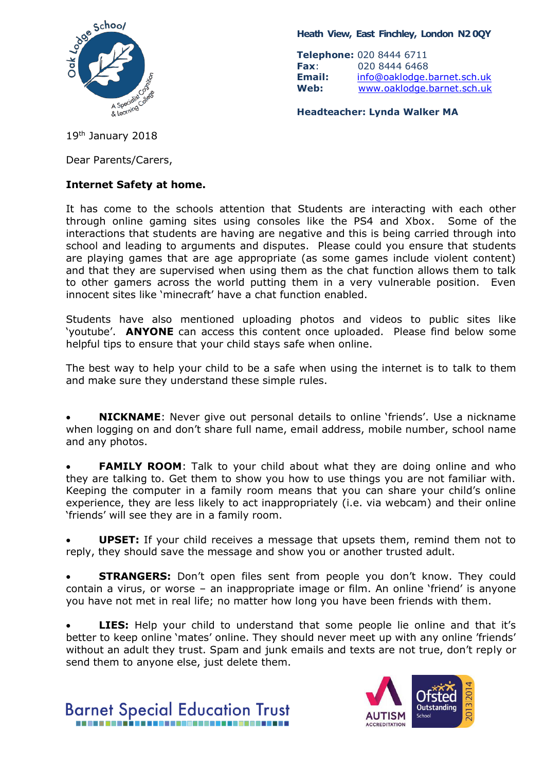Heath View, East Finchley, London N2 0QY

**Telephone:** 020 8444 6711
**Fax**: 020 8444 6468
**Email:** info@oaklodge.barnet.sch.uk
**Web:** www.oaklodge.barnet.sch.uk

**Headteacher: Lynda Walker MA**

19th January 2018

Dear Parents/Carers,

**Internet Safety at home.**

It has come to the schools attention that Students are interacting with each other through online gaming sites using consoles like the PS4 and Xbox. Some of the interactions that students are having are negative and this is being carried through into school and leading to arguments and disputes. Please could you ensure that students are playing games that are age appropriate (as some games include violent content) and that they are supervised when using them as the chat function allows them to talk to other gamers across the world putting them in a very vulnerable position. Even innocent sites like 'minecraft' have a chat function enabled.

Students have also mentioned uploading photos and videos to public sites like 'youtube'. **ANYONE** can access this content once uploaded. Please find below some helpful tips to ensure that your child stays safe when online.

The best way to help your child to be a safe when using the internet is to talk to them and make sure they understand these simple rules.

- **NICKNAME**: Never give out personal details to online 'friends'. Use a nickname when logging on and don't share full name, email address, mobile number, school name and any photos.

- **FAMILY ROOM**: Talk to your child about what they are doing online and who they are talking to. Get them to show you how to use things you are not familiar with. Keeping the computer in a family room means that you can share your child's online experience, they are less likely to act inappropriately (i.e. via webcam) and their online 'friends' will see they are in a family room.

- **UPSET:** If your child receives a message that upsets them, remind them not to reply, they should save the message and show you or another trusted adult.

- **STRANGERS:** Don't open files sent from people you don't know. They could contain a virus, or worse – an inappropriate image or film. An online 'friend' is anyone you have not met in real life; no matter how long you have been friends with them.

- **LIES:** Help your child to understand that some people lie online and that it's better to keep online 'mates' online. They should never meet up with any online 'friends' without an adult they trust. Spam and junk emails and texts are not true, don't reply or send them to anyone else, just delete them.

Barnet Special Education Trust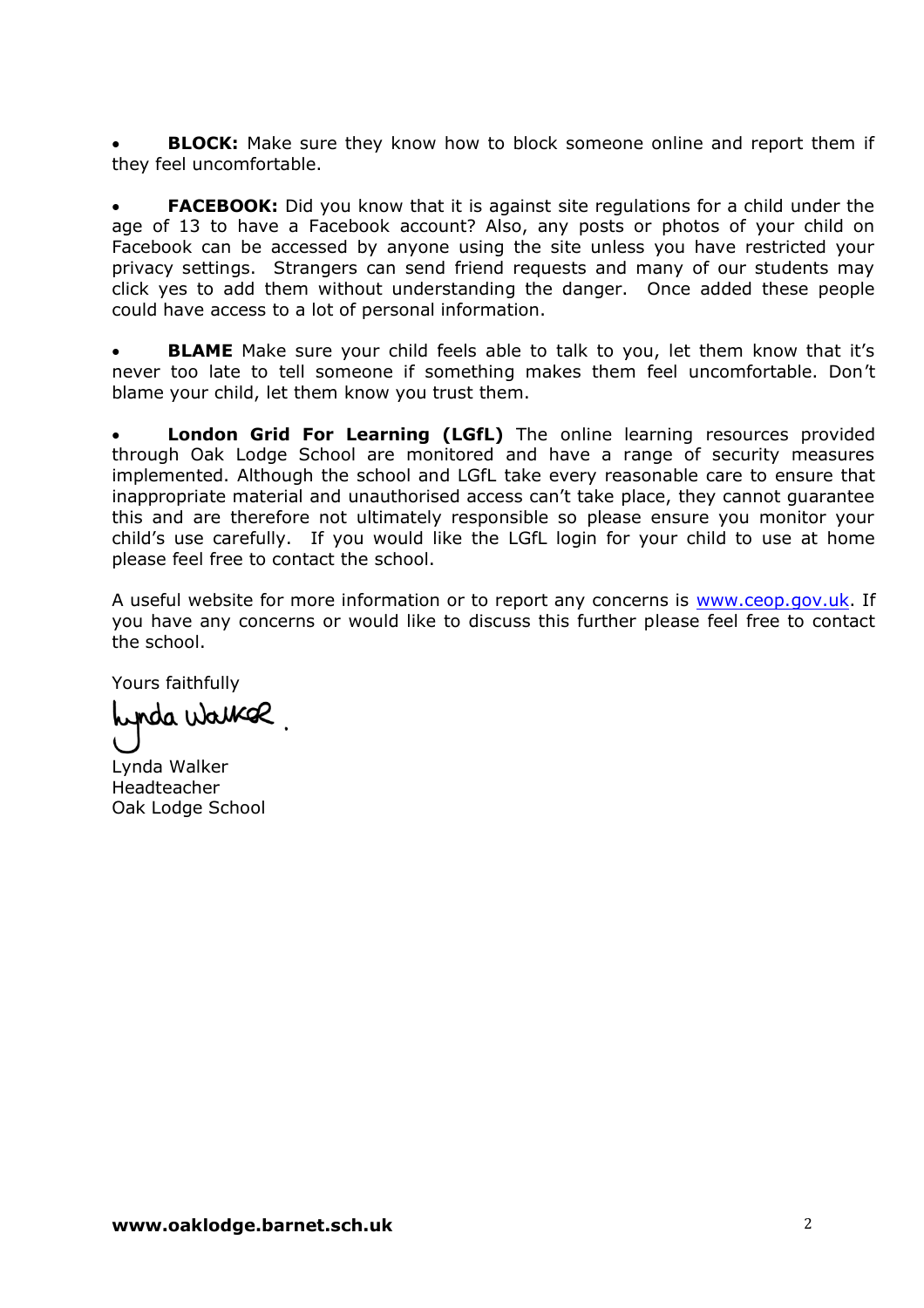- **BLOCK:** Make sure they know how to block someone online and report them if they feel uncomfortable.

- **FACEBOOK:** Did you know that it is against site regulations for a child under the age of 13 to have a Facebook account? Also, any posts or photos of your child on Facebook can be accessed by anyone using the site unless you have restricted your privacy settings. Strangers can send friend requests and many of our students may click yes to add them without understanding the danger. Once added these people could have access to a lot of personal information.

- **BLAME** Make sure your child feels able to talk to you, let them know that it's never too late to tell someone if something makes them feel uncomfortable. Don't blame your child, let them know you trust them.

- **London Grid For Learning (LGfL)** The online learning resources provided through Oak Lodge School are monitored and have a range of security measures implemented. Although the school and LGfL take every reasonable care to ensure that inappropriate material and unauthorised access can't take place, they cannot guarantee this and are therefore not ultimately responsible so please ensure you monitor your child's use carefully. If you would like the LGfL login for your child to use at home please feel free to contact the school.

A useful website for more information or to report any concerns is www.ceop.gov.uk. If you have any concerns or would like to discuss this further please feel free to contact the school.

Yours faithfully

Lynda Walker

Lynda Walker
Headteacher
Oak Lodge School

**www.oaklodge.barnet.sch.uk**